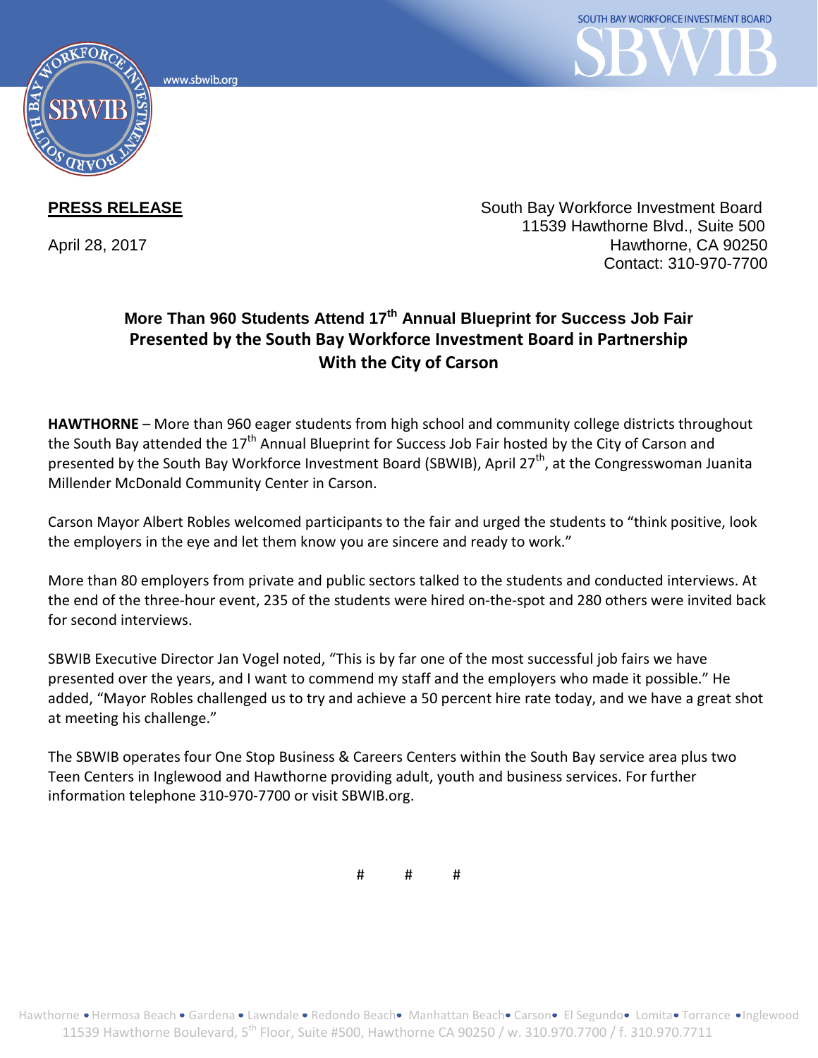**PRESS RELEASE**

April 28, 2017

South Bay Workforce Investment Board
11539 Hawthorne Blvd., Suite 500
Hawthorne, CA 90250
Contact: 310-970-7700

## More Than 960 Students Attend 17th Annual Blueprint for Success Job Fair Presented by the South Bay Workforce Investment Board in Partnership With the City of Carson

**HAWTHORNE** – More than 960 eager students from high school and community college districts throughout the South Bay attended the 17th Annual Blueprint for Success Job Fair hosted by the City of Carson and presented by the South Bay Workforce Investment Board (SBWIB), April 27th, at the Congresswoman Juanita Millender McDonald Community Center in Carson.

Carson Mayor Albert Robles welcomed participants to the fair and urged the students to "think positive, look the employers in the eye and let them know you are sincere and ready to work."

More than 80 employers from private and public sectors talked to the students and conducted interviews. At the end of the three-hour event, 235 of the students were hired on-the-spot and 280 others were invited back for second interviews.

SBWIB Executive Director Jan Vogel noted, "This is by far one of the most successful job fairs we have presented over the years, and I want to commend my staff and the employers who made it possible." He added, "Mayor Robles challenged us to try and achieve a 50 percent hire rate today, and we have a great shot at meeting his challenge."

The SBWIB operates four One Stop Business & Careers Centers within the South Bay service area plus two Teen Centers in Inglewood and Hawthorne providing adult, youth and business services. For further information telephone 310-970-7700 or visit SBWIB.org.

# # #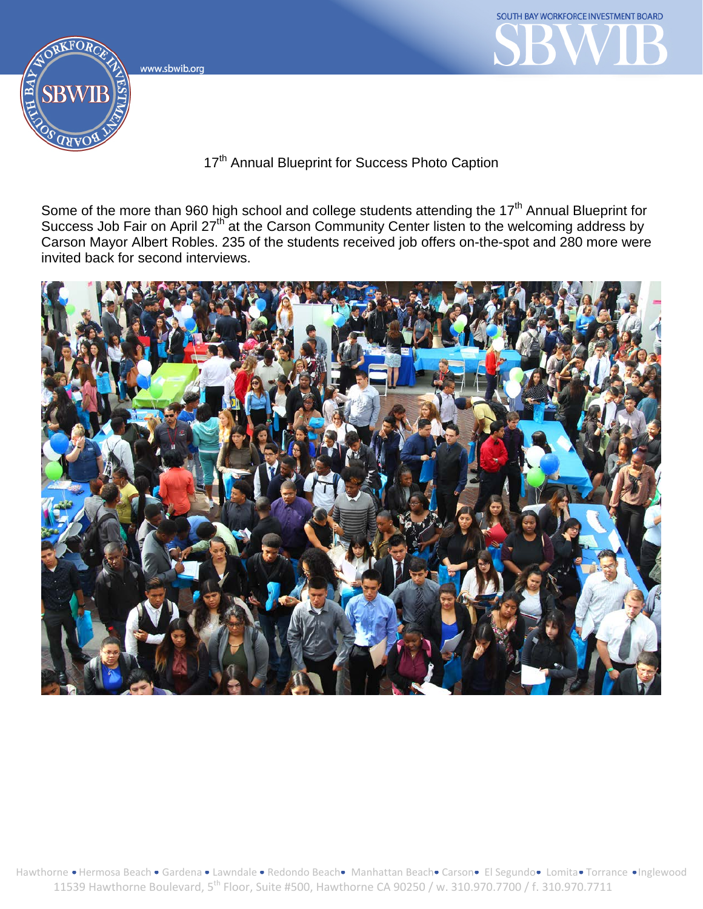SOUTH BAY WORKFORCE INVESTMENT BOARD

SBWIB

www.sbwib.org

# 17th Annual Blueprint for Success Photo Caption

Some of the more than 960 high school and college students attending the 17th Annual Blueprint for Success Job Fair on April 27th at the Carson Community Center listen to the welcoming address by Carson Mayor Albert Robles. 235 of the students received job offers on-the-spot and 280 more were invited back for second interviews.

Hawthorne • Hermosa Beach • Gardena • Lawndale • Redondo Beach • Manhattan Beach • Carson • El Segundo • Lomita • Torrance • Inglewood
11539 Hawthorne Boulevard, 5th Floor, Suite #500, Hawthorne CA 90250 / w. 310.970.7700 / f. 310.970.7711